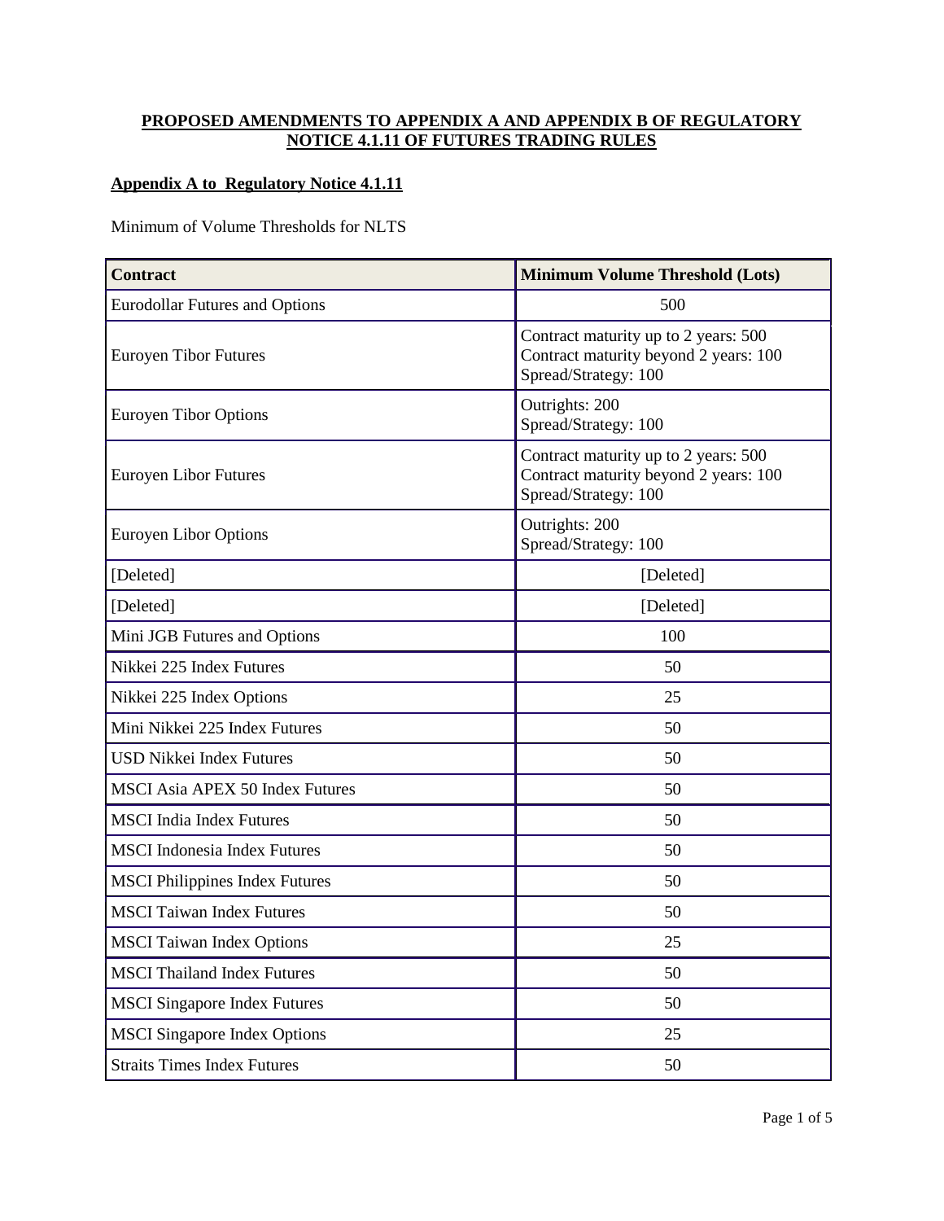**PROPOSED AMENDMENTS TO APPENDIX A AND APPENDIX B OF REGULATORY NOTICE 4.1.11 OF FUTURES TRADING RULES**

**Appendix A to Regulatory Notice 4.1.11**

Minimum of Volume Thresholds for NLTS

| Contract | Minimum Volume Threshold (Lots) |
| --- | --- |
| Eurodollar Futures and Options | 500 |
| Euroyen Tibor Futures | Contract maturity up to 2 years: 500<br>Contract maturity beyond 2 years: 100<br>Spread/Strategy: 100 |
| Euroyen Tibor Options | Outrights: 200<br>Spread/Strategy: 100 |
| Euroyen Libor Futures | Contract maturity up to 2 years: 500<br>Contract maturity beyond 2 years: 100<br>Spread/Strategy: 100 |
| Euroyen Libor Options | Outrights: 200<br>Spread/Strategy: 100 |
| [Deleted] | [Deleted] |
| [Deleted] | [Deleted] |
| Mini JGB Futures and Options | 100 |
| Nikkei 225 Index Futures | 50 |
| Nikkei 225 Index Options | 25 |
| Mini Nikkei 225 Index Futures | 50 |
| USD Nikkei Index Futures | 50 |
| MSCI Asia APEX 50 Index Futures | 50 |
| MSCI India Index Futures | 50 |
| MSCI Indonesia Index Futures | 50 |
| MSCI Philippines Index Futures | 50 |
| MSCI Taiwan Index Futures | 50 |
| MSCI Taiwan Index Options | 25 |
| MSCI Thailand Index Futures | 50 |
| MSCI Singapore Index Futures | 50 |
| MSCI Singapore Index Options | 25 |
| Straits Times Index Futures | 50 |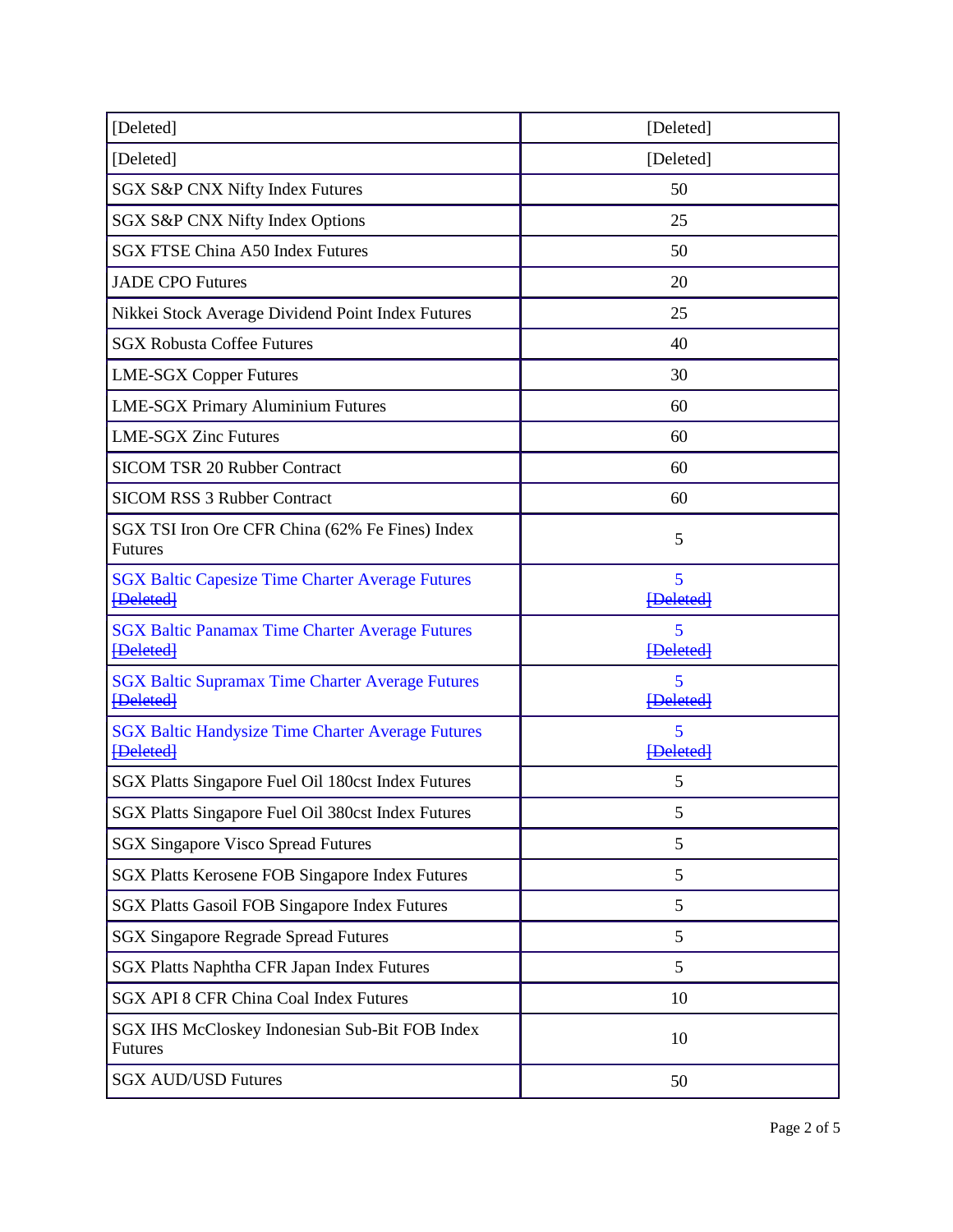| [Deleted] | [Deleted] |
| --- | --- |
| [Deleted] | [Deleted] |
| SGX S&P CNX Nifty Index Futures | 50 |
| SGX S&P CNX Nifty Index Options | 25 |
| SGX FTSE China A50 Index Futures | 50 |
| JADE CPO Futures | 20 |
| Nikkei Stock Average Dividend Point Index Futures | 25 |
| SGX Robusta Coffee Futures | 40 |
| LME-SGX Copper Futures | 30 |
| LME-SGX Primary Aluminium Futures | 60 |
| LME-SGX Zinc Futures | 60 |
| SICOM TSR 20 Rubber Contract | 60 |
| SICOM RSS 3 Rubber Contract | 60 |
| SGX TSI Iron Ore CFR China (62% Fe Fines) Index Futures | 5 |
| SGX Baltic Capesize Time Charter Average Futures ~~[Deleted]~~ | 5 ~~[Deleted]~~ |
| SGX Baltic Panamax Time Charter Average Futures ~~[Deleted]~~ | 5 ~~[Deleted]~~ |
| SGX Baltic Supramax Time Charter Average Futures ~~[Deleted]~~ | 5 ~~[Deleted]~~ |
| SGX Baltic Handysize Time Charter Average Futures ~~[Deleted]~~ | 5 ~~[Deleted]~~ |
| SGX Platts Singapore Fuel Oil 180cst Index Futures | 5 |
| SGX Platts Singapore Fuel Oil 380cst Index Futures | 5 |
| SGX Singapore Visco Spread Futures | 5 |
| SGX Platts Kerosene FOB Singapore Index Futures | 5 |
| SGX Platts Gasoil FOB Singapore Index Futures | 5 |
| SGX Singapore Regrade Spread Futures | 5 |
| SGX Platts Naphtha CFR Japan Index Futures | 5 |
| SGX API 8 CFR China Coal Index Futures | 10 |
| SGX IHS McCloskey Indonesian Sub-Bit FOB Index Futures | 10 |
| SGX AUD/USD Futures | 50 |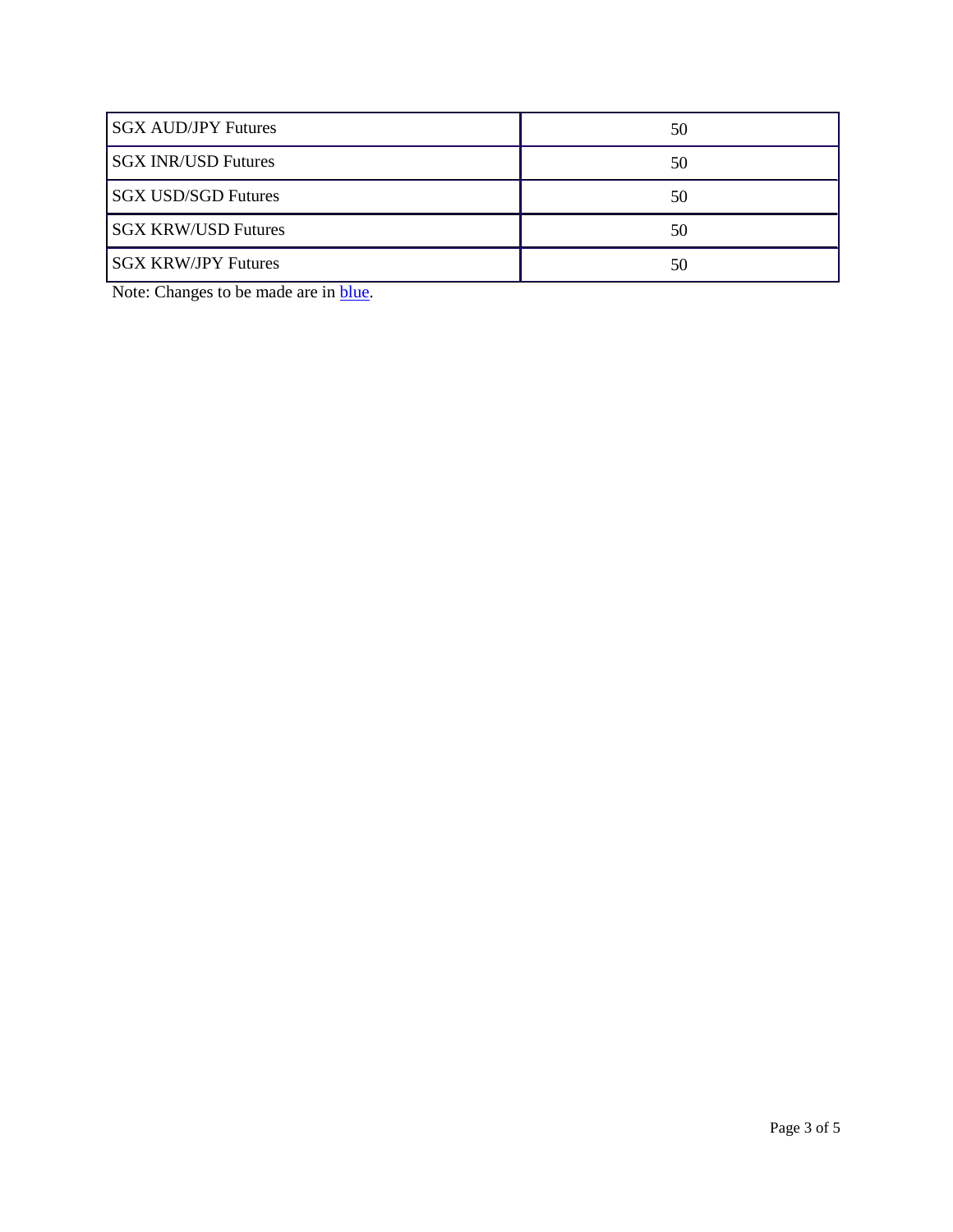| SGX AUD/JPY Futures | 50 |
|---|---|
| SGX INR/USD Futures | 50 |
| SGX USD/SGD Futures | 50 |
| SGX KRW/USD Futures | 50 |
| SGX KRW/JPY Futures | 50 |

Note: Changes to be made are in blue.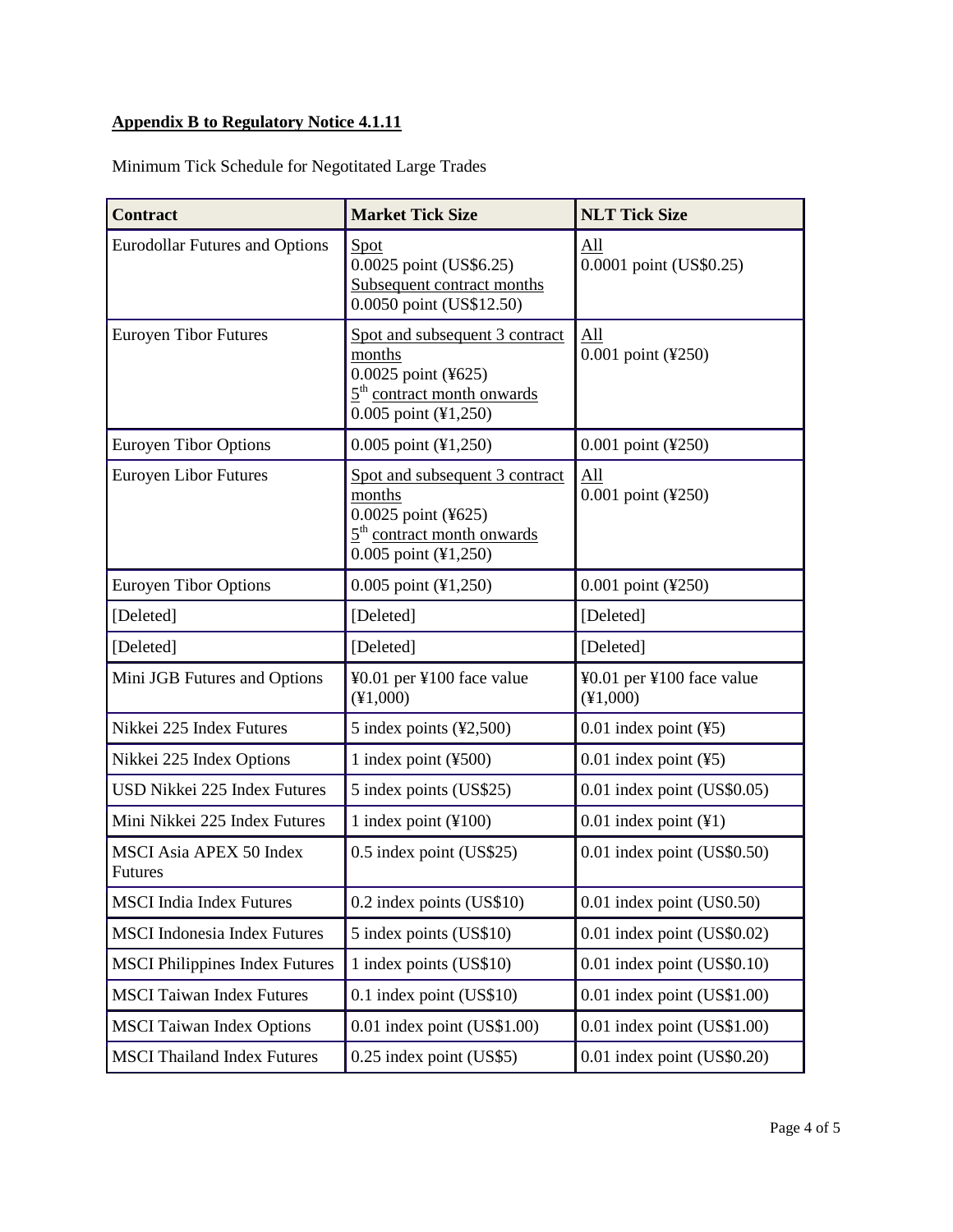**Appendix B to Regulatory Notice 4.1.11**

Minimum Tick Schedule for Negotitated Large Trades

| Contract | Market Tick Size | NLT Tick Size |
|---|---|---|
| Eurodollar Futures and Options | Spot<br>0.0025 point (US$6.25)<br>Subsequent contract months<br>0.0050 point (US$12.50) | All<br>0.0001 point (US$0.25) |
| Euroyen Tibor Futures | Spot and subsequent 3 contract months<br>0.0025 point (¥625)<br>5th contract month onwards<br>0.005 point (¥1,250) | All<br>0.001 point (¥250) |
| Euroyen Tibor Options | 0.005 point (¥1,250) | 0.001 point (¥250) |
| Euroyen Libor Futures | Spot and subsequent 3 contract months<br>0.0025 point (¥625)<br>5th contract month onwards<br>0.005 point (¥1,250) | All<br>0.001 point (¥250) |
| Euroyen Tibor Options | 0.005 point (¥1,250) | 0.001 point (¥250) |
| [Deleted] | [Deleted] | [Deleted] |
| [Deleted] | [Deleted] | [Deleted] |
| Mini JGB Futures and Options | ¥0.01 per ¥100 face value (¥1,000) | ¥0.01 per ¥100 face value (¥1,000) |
| Nikkei 225 Index Futures | 5 index points (¥2,500) | 0.01 index point (¥5) |
| Nikkei 225 Index Options | 1 index point (¥500) | 0.01 index point (¥5) |
| USD Nikkei 225 Index Futures | 5 index points (US$25) | 0.01 index point (US$0.05) |
| Mini Nikkei 225 Index Futures | 1 index point (¥100) | 0.01 index point (¥1) |
| MSCI Asia APEX 50 Index Futures | 0.5 index point (US$25) | 0.01 index point (US$0.50) |
| MSCI India Index Futures | 0.2 index points (US$10) | 0.01 index point (US0.50) |
| MSCI Indonesia Index Futures | 5 index points (US$10) | 0.01 index point (US$0.02) |
| MSCI Philippines Index Futures | 1 index points (US$10) | 0.01 index point (US$0.10) |
| MSCI Taiwan Index Futures | 0.1 index point (US$10) | 0.01 index point (US$1.00) |
| MSCI Taiwan Index Options | 0.01 index point (US$1.00) | 0.01 index point (US$1.00) |
| MSCI Thailand Index Futures | 0.25 index point (US$5) | 0.01 index point (US$0.20) |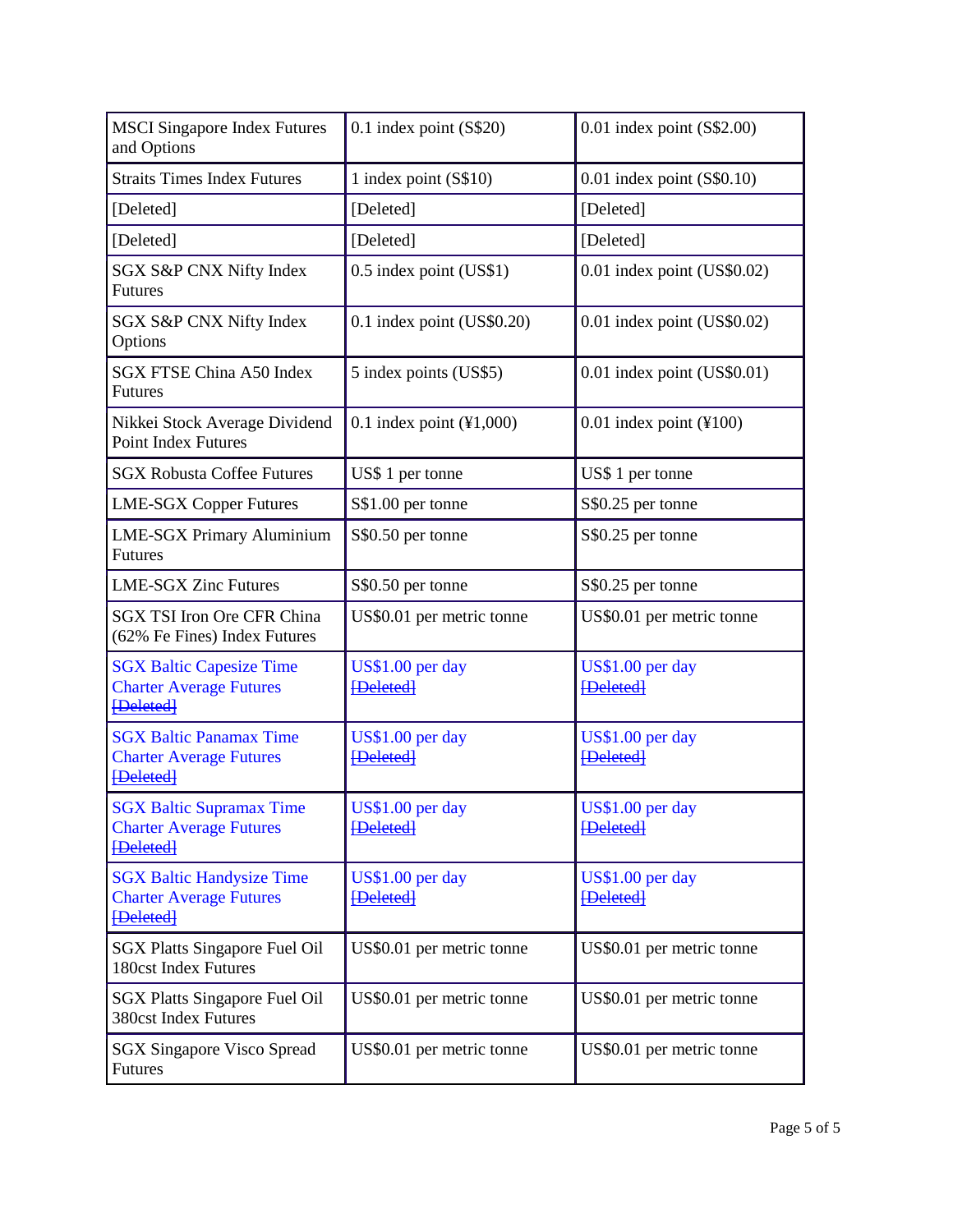| | | |
|---|---|---|
| MSCI Singapore Index Futures and Options | 0.1 index point (S$20) | 0.01 index point (S$2.00) |
| Straits Times Index Futures | 1 index point (S$10) | 0.01 index point (S$0.10) |
| [Deleted] | [Deleted] | [Deleted] |
| [Deleted] | [Deleted] | [Deleted] |
| SGX S&P CNX Nifty Index Futures | 0.5 index point (US$1) | 0.01 index point (US$0.02) |
| SGX S&P CNX Nifty Index Options | 0.1 index point (US$0.20) | 0.01 index point (US$0.02) |
| SGX FTSE China A50 Index Futures | 5 index points (US$5) | 0.01 index point (US$0.01) |
| Nikkei Stock Average Dividend Point Index Futures | 0.1 index point (¥1,000) | 0.01 index point (¥100) |
| SGX Robusta Coffee Futures | US$ 1 per tonne | US$ 1 per tonne |
| LME-SGX Copper Futures | S$1.00 per tonne | S$0.25 per tonne |
| LME-SGX Primary Aluminium Futures | S$0.50 per tonne | S$0.25 per tonne |
| LME-SGX Zinc Futures | S$0.50 per tonne | S$0.25 per tonne |
| SGX TSI Iron Ore CFR China (62% Fe Fines) Index Futures | US$0.01 per metric tonne | US$0.01 per metric tonne |
| SGX Baltic Capesize Time Charter Average Futures ~~[Deleted]~~ | US$1.00 per day ~~[Deleted]~~ | US$1.00 per day ~~[Deleted]~~ |
| SGX Baltic Panamax Time Charter Average Futures ~~[Deleted]~~ | US$1.00 per day ~~[Deleted]~~ | US$1.00 per day ~~[Deleted]~~ |
| SGX Baltic Supramax Time Charter Average Futures ~~[Deleted]~~ | US$1.00 per day ~~[Deleted]~~ | US$1.00 per day ~~[Deleted]~~ |
| SGX Baltic Handysize Time Charter Average Futures ~~[Deleted]~~ | US$1.00 per day ~~[Deleted]~~ | US$1.00 per day ~~[Deleted]~~ |
| SGX Platts Singapore Fuel Oil 180cst Index Futures | US$0.01 per metric tonne | US$0.01 per metric tonne |
| SGX Platts Singapore Fuel Oil 380cst Index Futures | US$0.01 per metric tonne | US$0.01 per metric tonne |
| SGX Singapore Visco Spread Futures | US$0.01 per metric tonne | US$0.01 per metric tonne |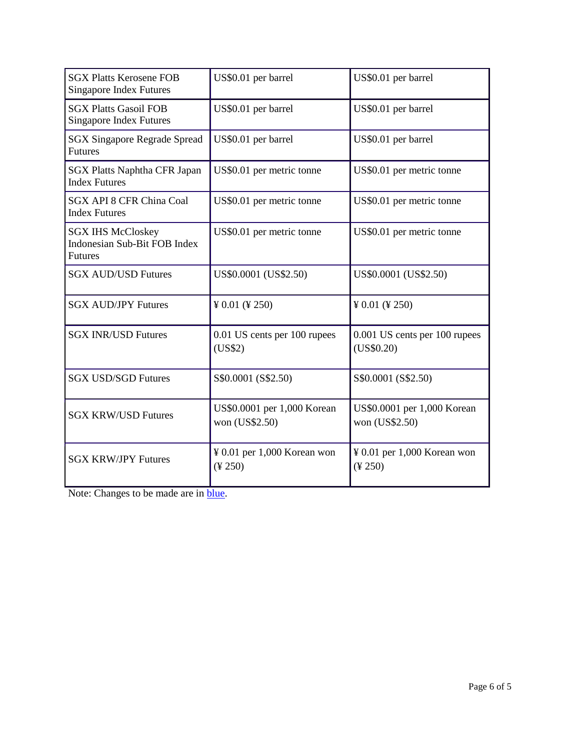| | | |
|---|---|---|
| SGX Platts Kerosene FOB Singapore Index Futures | US$0.01 per barrel | US$0.01 per barrel |
| SGX Platts Gasoil FOB Singapore Index Futures | US$0.01 per barrel | US$0.01 per barrel |
| SGX Singapore Regrade Spread Futures | US$0.01 per barrel | US$0.01 per barrel |
| SGX Platts Naphtha CFR Japan Index Futures | US$0.01 per metric tonne | US$0.01 per metric tonne |
| SGX API 8 CFR China Coal Index Futures | US$0.01 per metric tonne | US$0.01 per metric tonne |
| SGX IHS McCloskey Indonesian Sub-Bit FOB Index Futures | US$0.01 per metric tonne | US$0.01 per metric tonne |
| SGX AUD/USD Futures | US$0.0001 (US$2.50) | US$0.0001 (US$2.50) |
| SGX AUD/JPY Futures | ¥ 0.01 (¥ 250) | ¥ 0.01 (¥ 250) |
| SGX INR/USD Futures | 0.01 US cents per 100 rupees (US$2) | 0.001 US cents per 100 rupees (US$0.20) |
| SGX USD/SGD Futures | S$0.0001 (S$2.50) | S$0.0001 (S$2.50) |
| SGX KRW/USD Futures | US$0.0001 per 1,000 Korean won (US$2.50) | US$0.0001 per 1,000 Korean won (US$2.50) |
| SGX KRW/JPY Futures | ¥ 0.01 per 1,000 Korean won (¥ 250) | ¥ 0.01 per 1,000 Korean won (¥ 250) |

Note: Changes to be made are in blue.